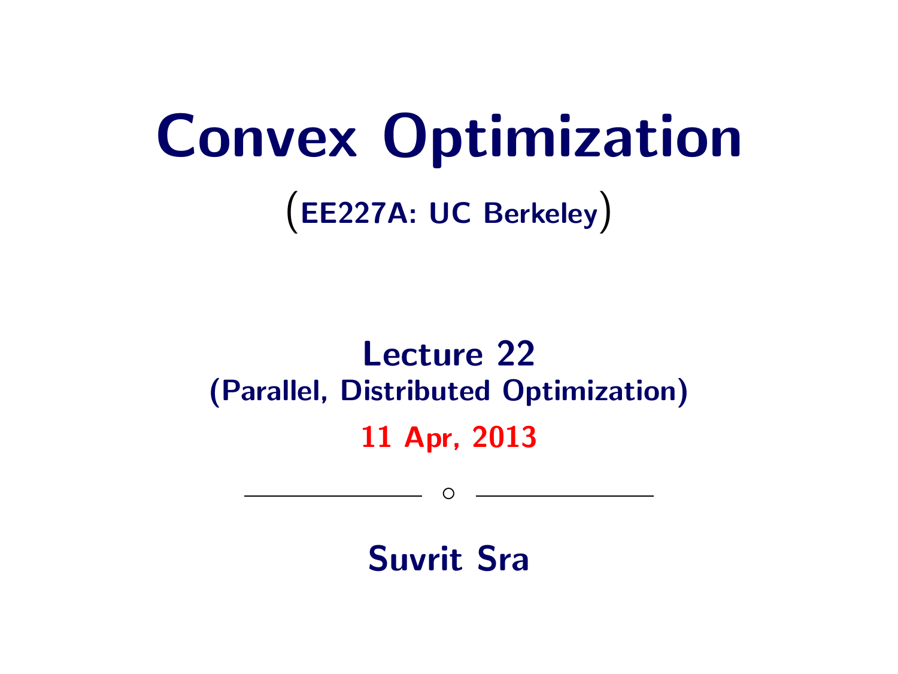# Convex Optimization

**(EE227A: UC Berkeley)**

## Lecture 22
**(Parallel, Distributed Optimization)**

**11 Apr, 2013**

---

**Suvrit Sra**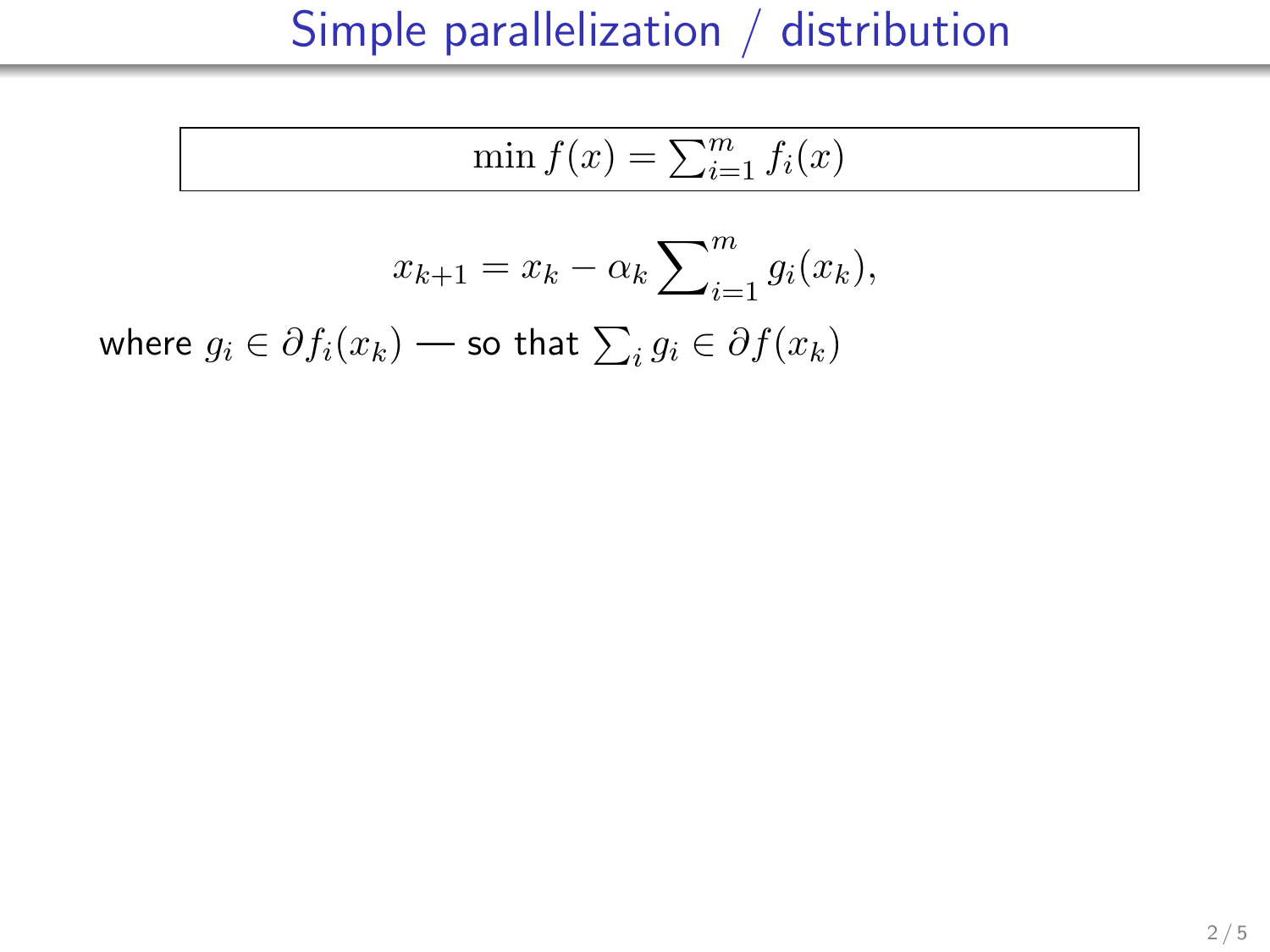# Simple parallelization / distribution

$$\min f(x) = \sum_{i=1}^{m} f_i(x)$$

$$x_{k+1} = x_k - \alpha_k \sum_{i=1}^{m} g_i(x_k),$$

where $g_i \in \partial f_i(x_k)$ — so that $\sum_i g_i \in \partial f(x_k)$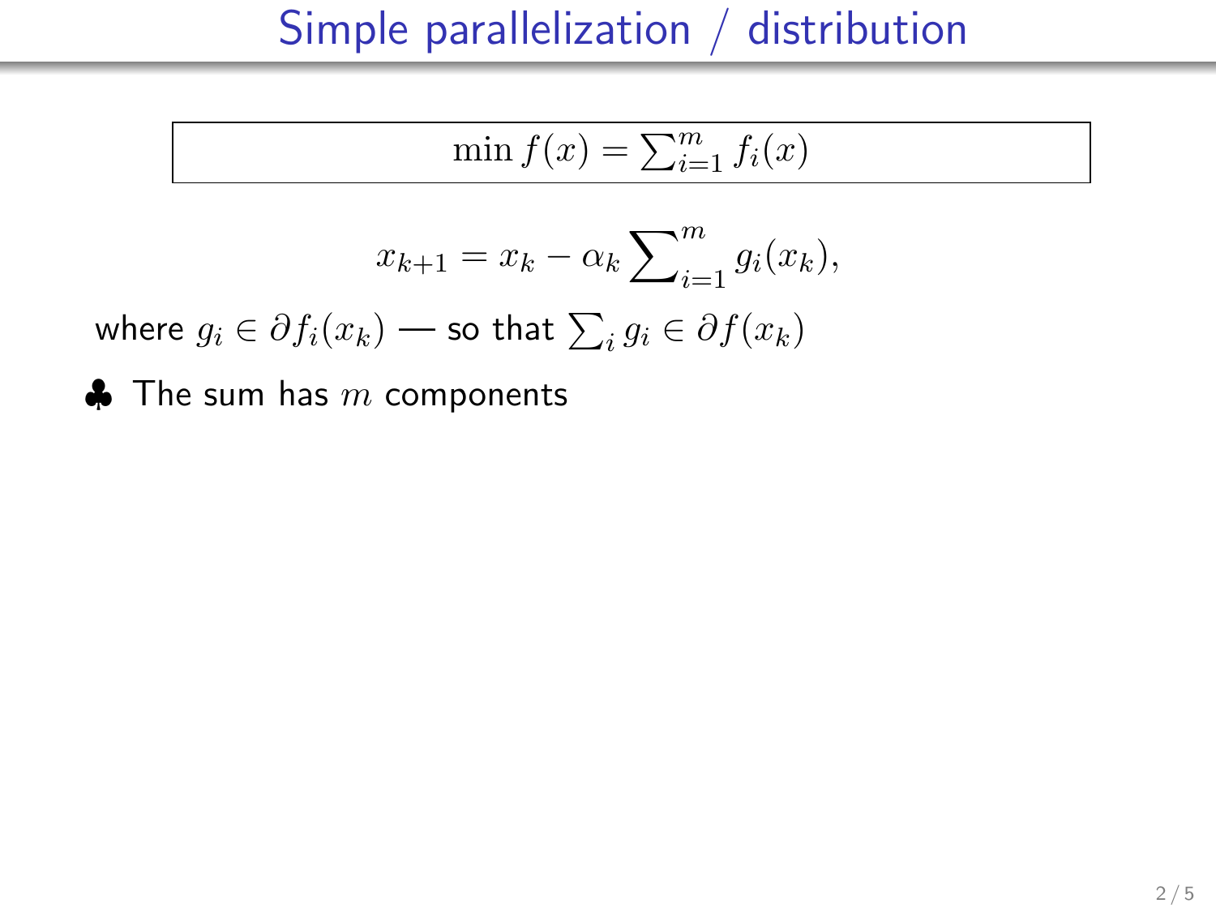# Simple parallelization / distribution

$$\min f(x) = \sum_{i=1}^{m} f_i(x)$$

$$x_{k+1} = x_k - \alpha_k \sum_{i=1}^{m} g_i(x_k),$$

where $g_i \in \partial f_i(x_k)$ — so that $\sum_i g_i \in \partial f(x_k)$

♣ The sum has $m$ components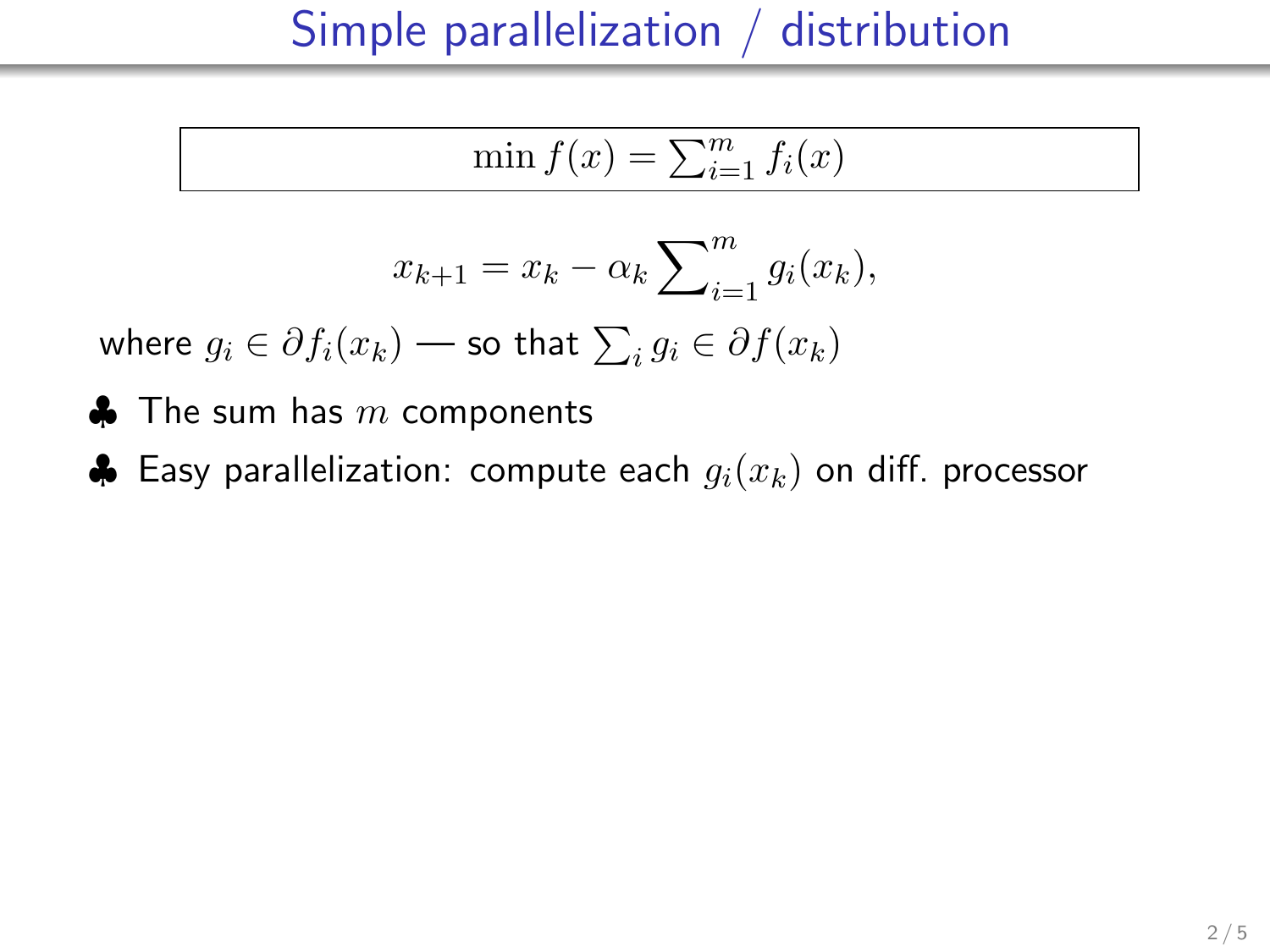# Simple parallelization / distribution

$$\min f(x) = \sum_{i=1}^{m} f_i(x)$$

$$x_{k+1} = x_k - \alpha_k \sum_{i=1}^{m} g_i(x_k),$$

where $g_i \in \partial f_i(x_k)$ — so that $\sum_i g_i \in \partial f(x_k)$

- ♣ The sum has $m$ components
- ♣ Easy parallelization: compute each $g_i(x_k)$ on diff. processor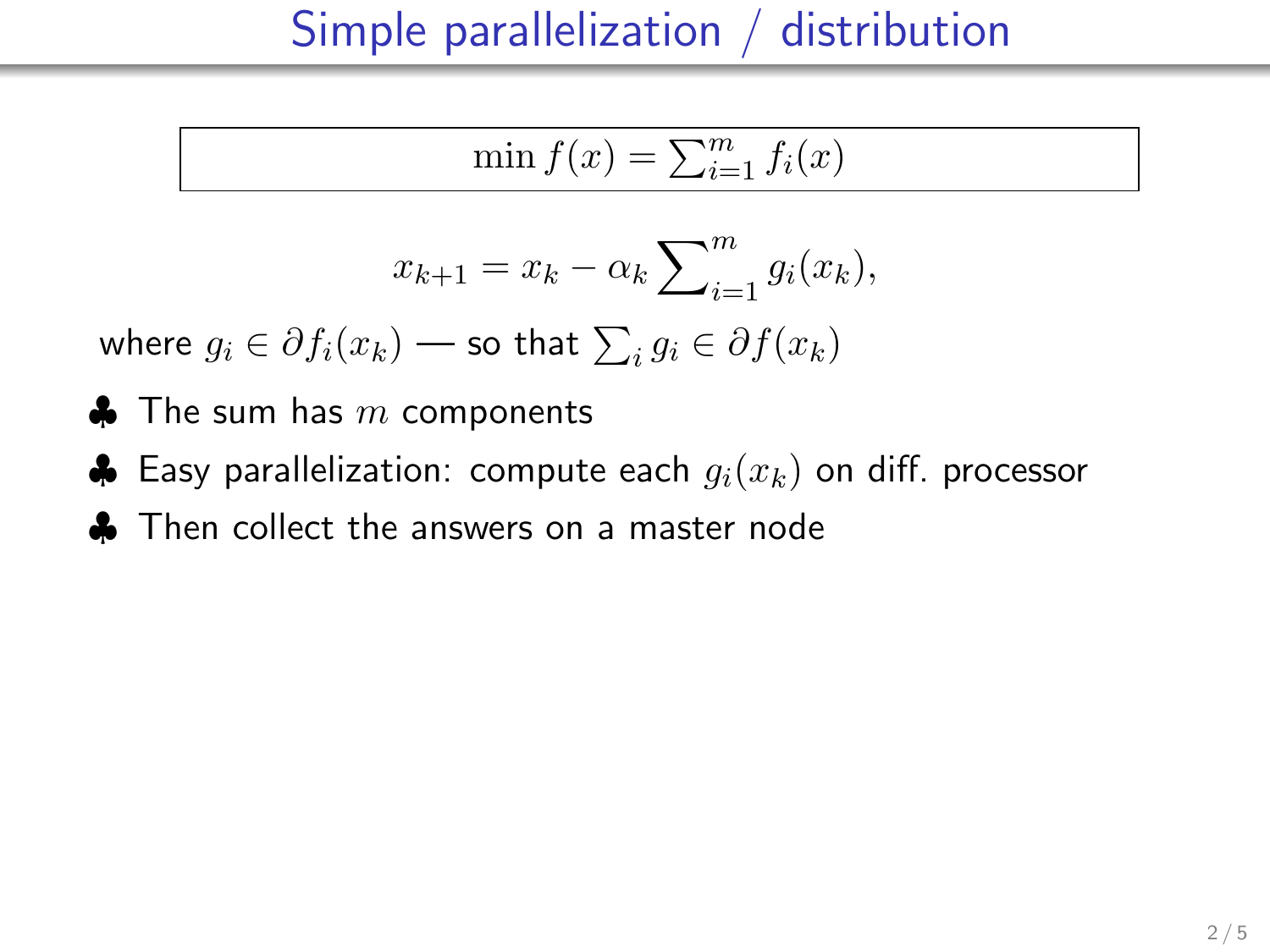# Simple parallelization / distribution

$$\min f(x) = \sum_{i=1}^{m} f_i(x)$$

$$x_{k+1} = x_k - \alpha_k \sum_{i=1}^{m} g_i(x_k),$$

where $g_i \in \partial f_i(x_k)$ — so that $\sum_i g_i \in \partial f(x_k)$

- ♣ The sum has $m$ components
- ♣ Easy parallelization: compute each $g_i(x_k)$ on diff. processor
- ♣ Then collect the answers on a master node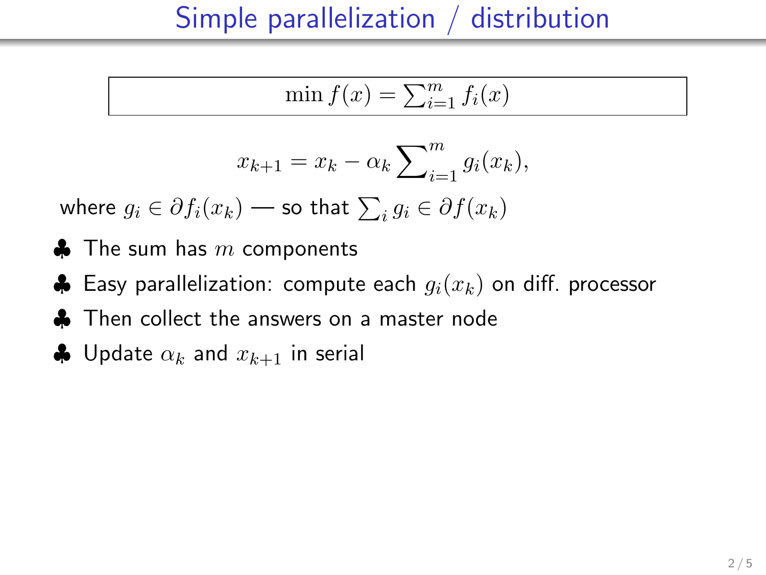# Simple parallelization / distribution

$$\min f(x) = \sum_{i=1}^{m} f_i(x)$$

$$x_{k+1} = x_k - \alpha_k \sum_{i=1}^{m} g_i(x_k),$$

where $g_i \in \partial f_i(x_k)$ — so that $\sum_i g_i \in \partial f(x_k)$

- ♣ The sum has $m$ components
- ♣ Easy parallelization: compute each $g_i(x_k)$ on diff. processor
- ♣ Then collect the answers on a master node
- ♣ Update $\alpha_k$ and $x_{k+1}$ in serial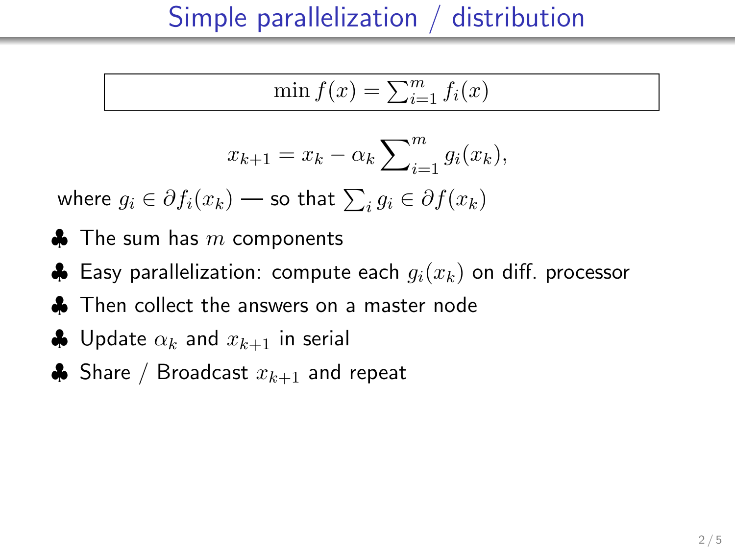# Simple parallelization / distribution

$$\min f(x) = \sum_{i=1}^m f_i(x)$$

$$x_{k+1} = x_k - \alpha_k \sum_{i=1}^m g_i(x_k),$$

where $g_i \in \partial f_i(x_k)$ — so that $\sum_i g_i \in \partial f(x_k)$

- ♣ The sum has $m$ components
- ♣ Easy parallelization: compute each $g_i(x_k)$ on diff. processor
- ♣ Then collect the answers on a master node
- ♣ Update $\alpha_k$ and $x_{k+1}$ in serial
- ♣ Share / Broadcast $x_{k+1}$ and repeat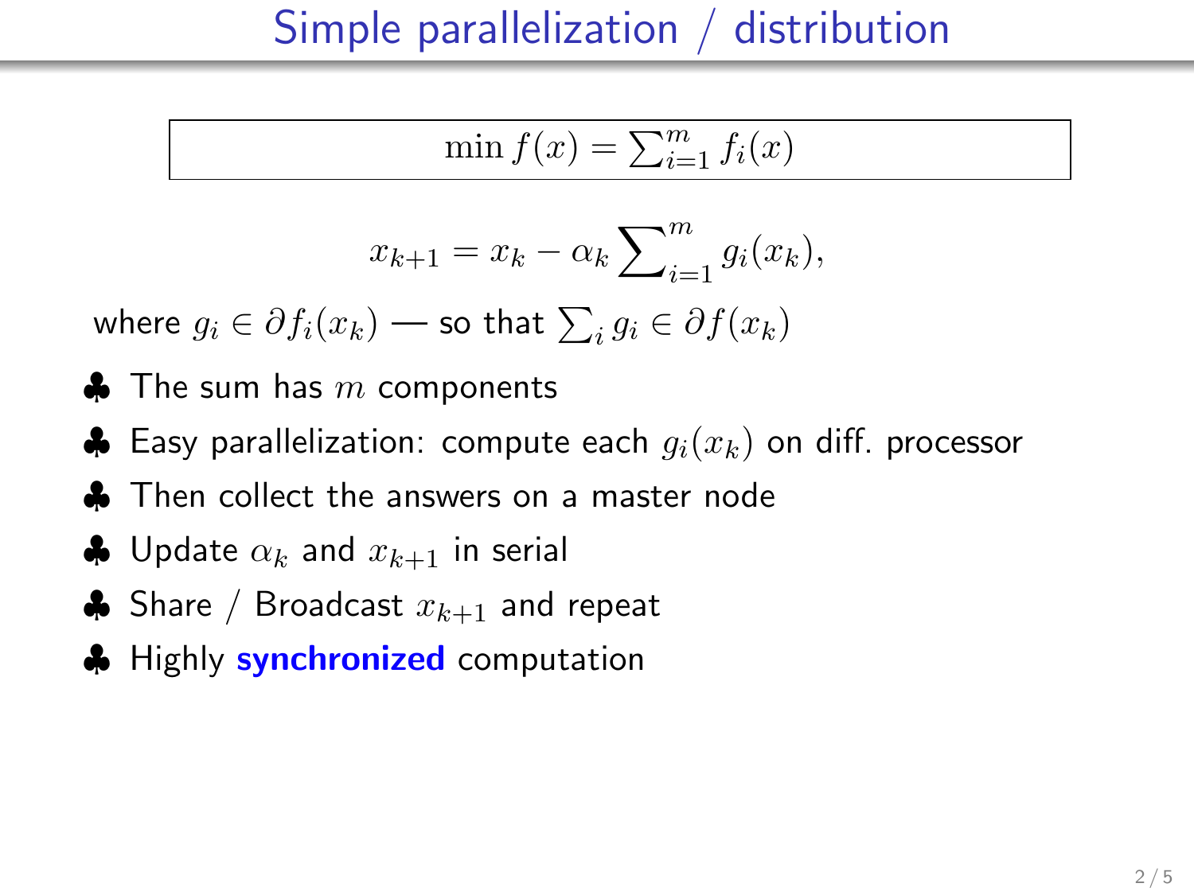# Simple parallelization / distribution

$$\min f(x) = \sum_{i=1}^{m} f_i(x)$$

$$x_{k+1} = x_k - \alpha_k \sum_{i=1}^{m} g_i(x_k),$$

where $g_i \in \partial f_i(x_k)$ — so that $\sum_i g_i \in \partial f(x_k)$

- ♣ The sum has $m$ components
- ♣ Easy parallelization: compute each $g_i(x_k)$ on diff. processor
- ♣ Then collect the answers on a master node
- ♣ Update $\alpha_k$ and $x_{k+1}$ in serial
- ♣ Share / Broadcast $x_{k+1}$ and repeat
- ♣ Highly **synchronized** computation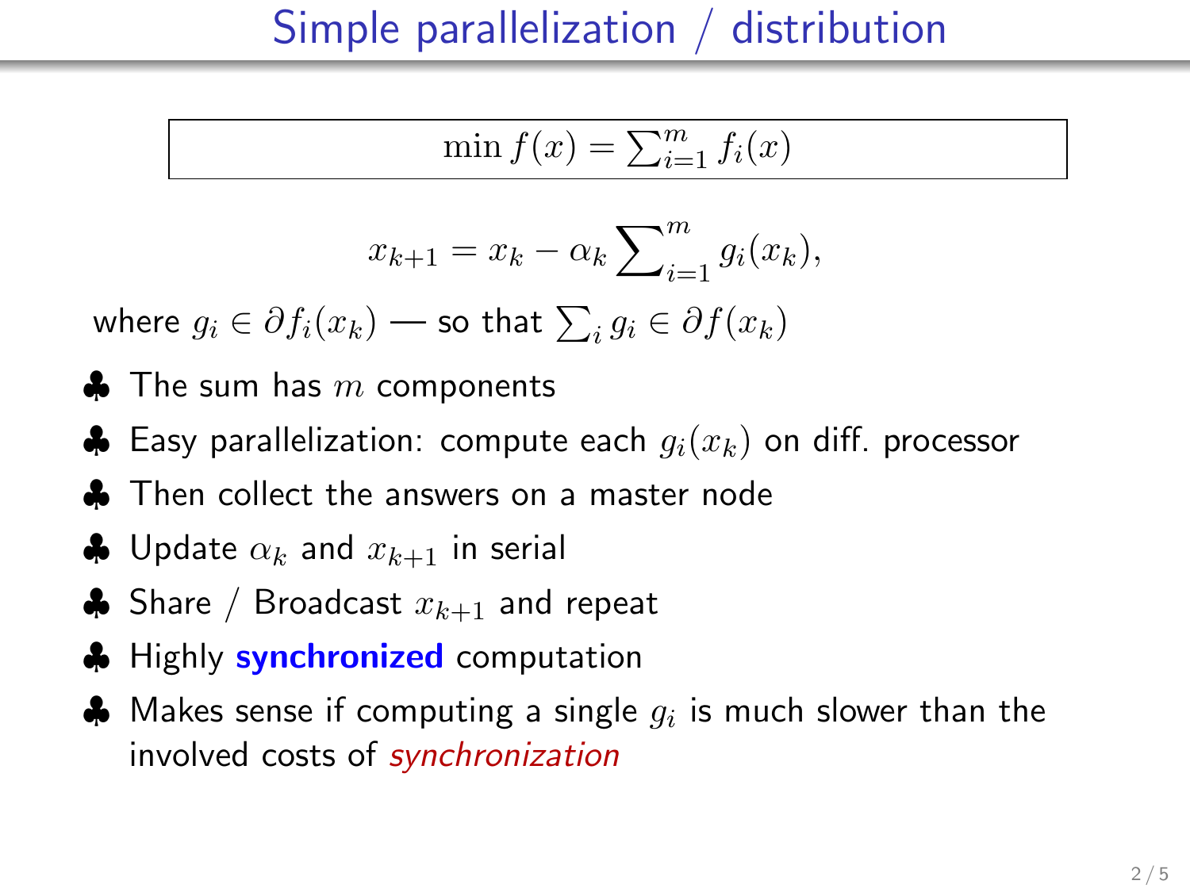# Simple parallelization / distribution

$$\min f(x) = \sum_{i=1}^{m} f_i(x)$$

$$x_{k+1} = x_k - \alpha_k \sum_{i=1}^{m} g_i(x_k),$$

where $g_i \in \partial f_i(x_k)$ — so that $\sum_i g_i \in \partial f(x_k)$

- The sum has $m$ components
- Easy parallelization: compute each $g_i(x_k)$ on diff. processor
- Then collect the answers on a master node
- Update $\alpha_k$ and $x_{k+1}$ in serial
- Share / Broadcast $x_{k+1}$ and repeat
- Highly **synchronized** computation
- Makes sense if computing a single $g_i$ is much slower than the involved costs of *synchronization*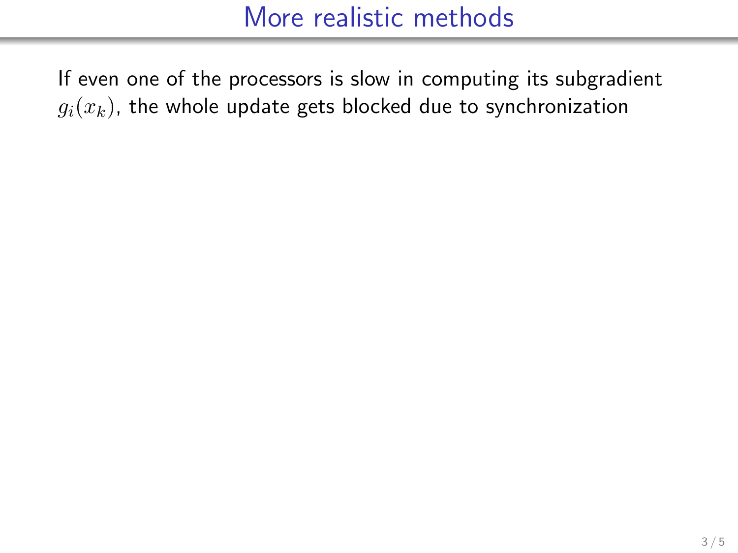# More realistic methods

If even one of the processors is slow in computing its subgradient $g_i(x_k)$, the whole update gets blocked due to synchronization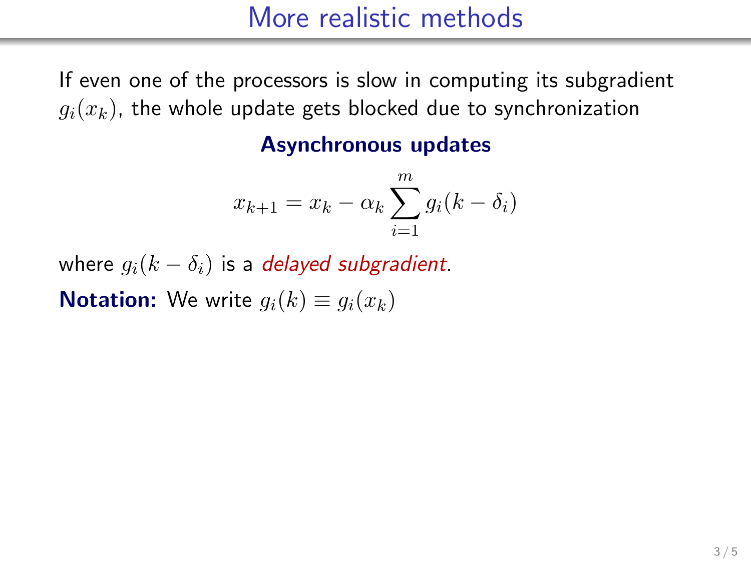# More realistic methods

If even one of the processors is slow in computing its subgradient $g_i(x_k)$, the whole update gets blocked due to synchronization

**Asynchronous updates**

$$x_{k+1} = x_k - \alpha_k \sum_{i=1}^{m} g_i(k - \delta_i)$$

where $g_i(k - \delta_i)$ is a *delayed subgradient*.

**Notation:** We write $g_i(k) \equiv g_i(x_k)$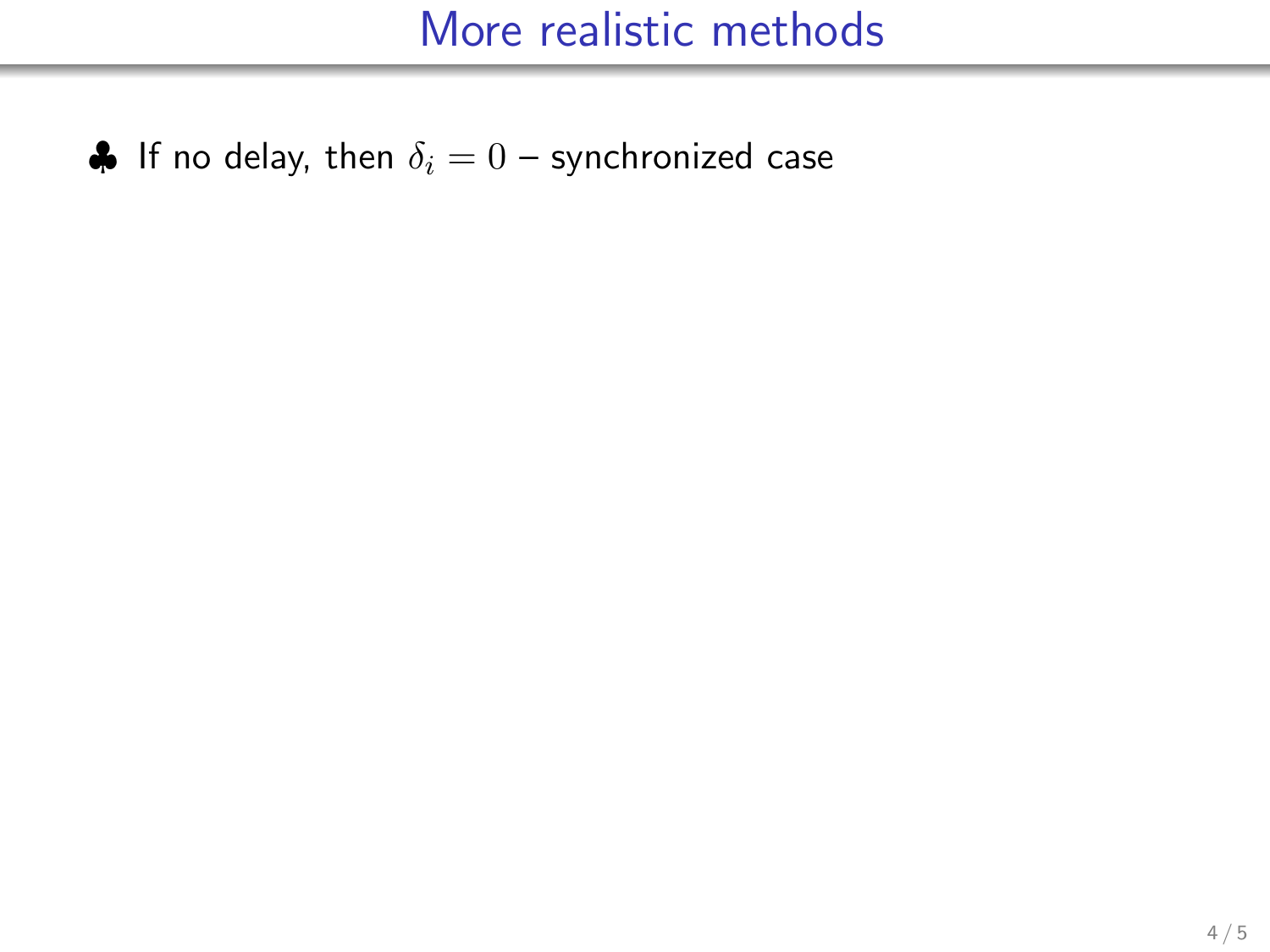# More realistic methods

- ♣ If no delay, then $\delta_i = 0$ – synchronized case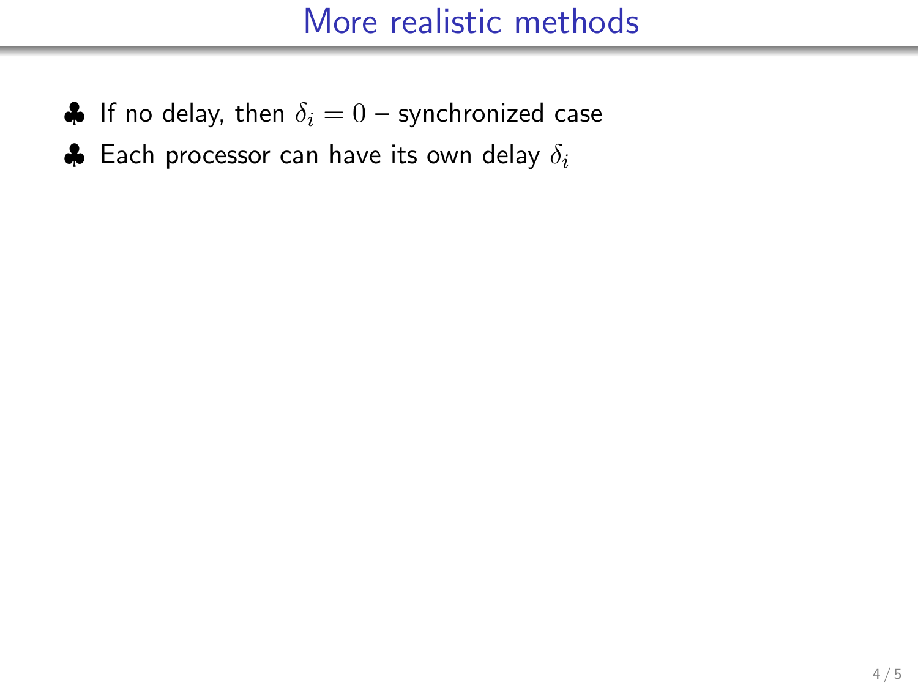# More realistic methods

- ♣ If no delay, then $\delta_i = 0$ – synchronized case
- ♣ Each processor can have its own delay $\delta_i$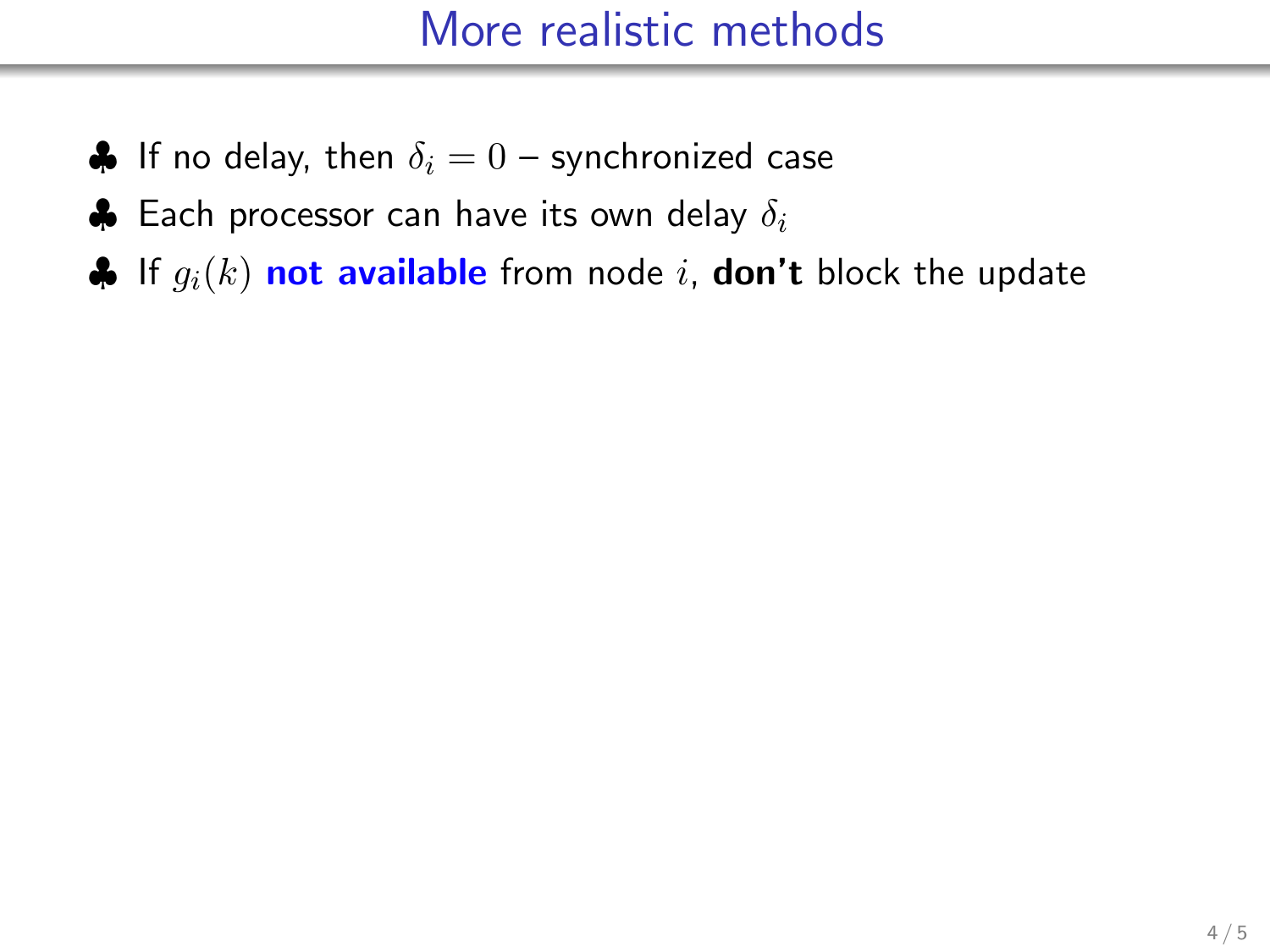# More realistic methods

- If no delay, then $\delta_i = 0$ – synchronized case
- Each processor can have its own delay $\delta_i$
- If $g_i(k)$ **not available** from node $i$, **don't** block the update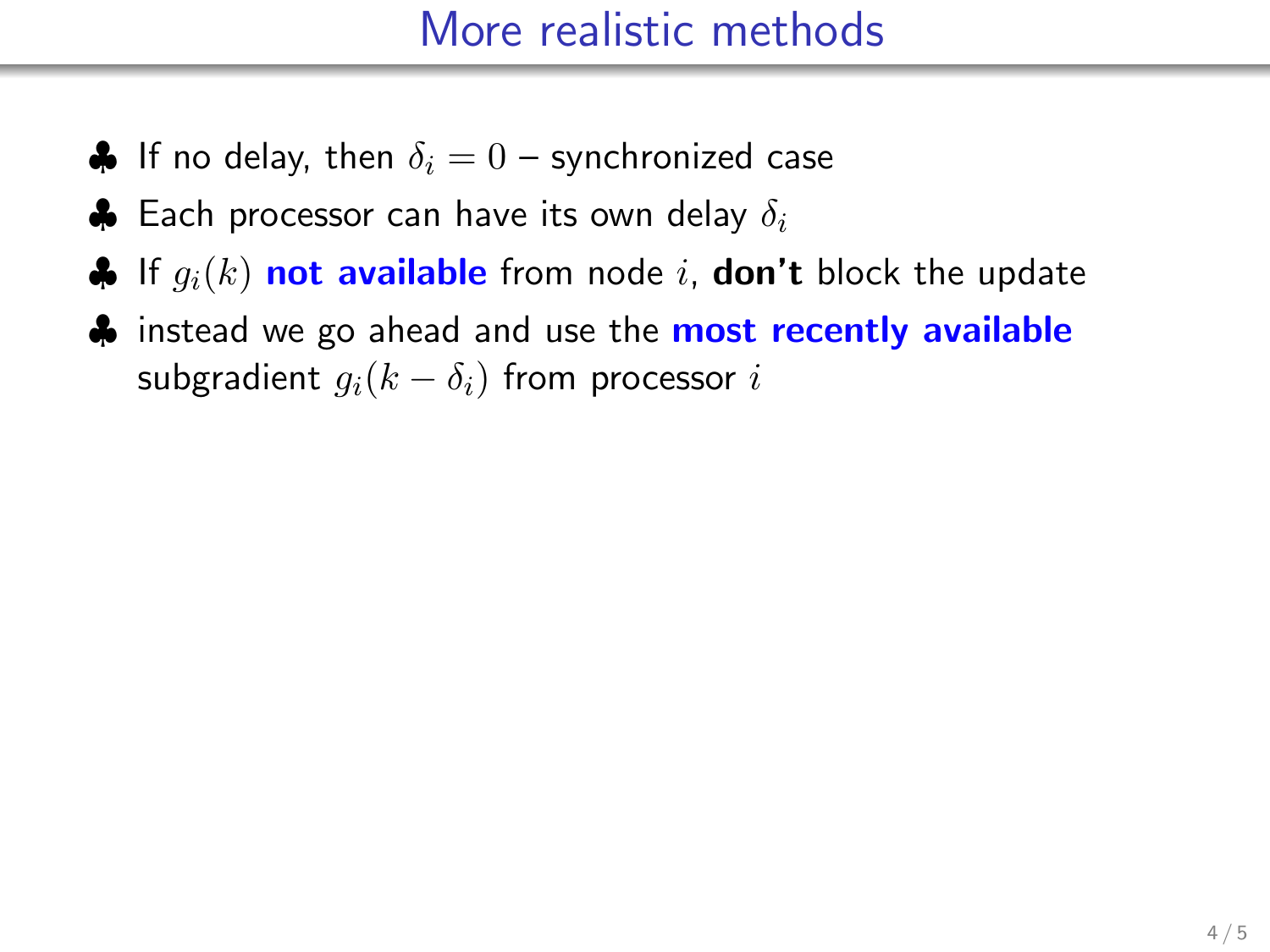# More realistic methods

- If no delay, then $\delta_i = 0$ – synchronized case
- Each processor can have its own delay $\delta_i$
- If $g_i(k)$ **not available** from node $i$, **don't** block the update
- instead we go ahead and use the **most recently available** subgradient $g_i(k - \delta_i)$ from processor $i$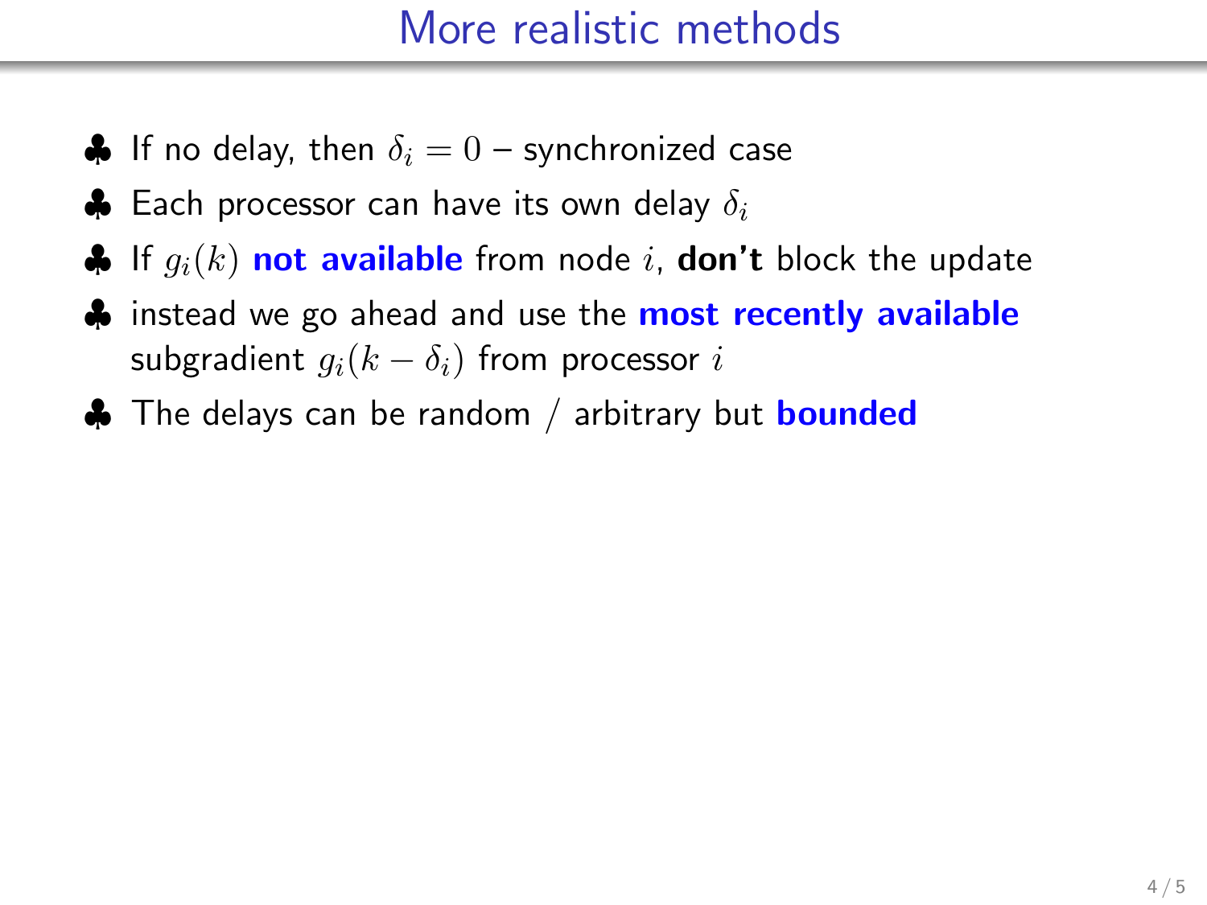# More realistic methods

- If no delay, then $\delta_i = 0$ – synchronized case
- Each processor can have its own delay $\delta_i$
- If $g_i(k)$ **not available** from node $i$, **don't** block the update
- instead we go ahead and use the **most recently available** subgradient $g_i(k - \delta_i)$ from processor $i$
- The delays can be random / arbitrary but **bounded**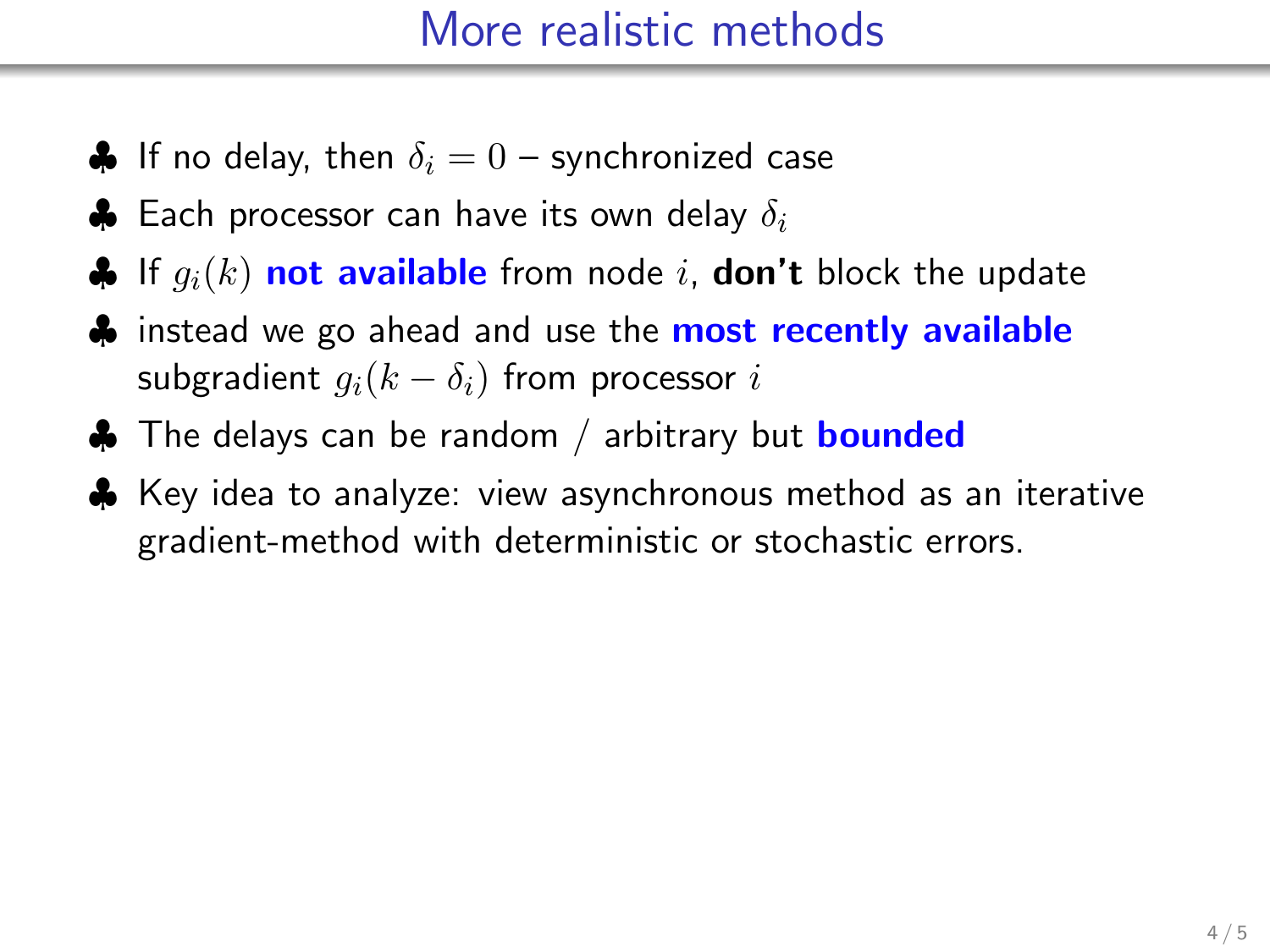# More realistic methods

- ♣ If no delay, then $\delta_i = 0$ – synchronized case
- ♣ Each processor can have its own delay $\delta_i$
- ♣ If $g_i(k)$ **not available** from node $i$, **don't** block the update
- ♣ instead we go ahead and use the **most recently available** subgradient $g_i(k - \delta_i)$ from processor $i$
- ♣ The delays can be random / arbitrary but **bounded**
- ♣ Key idea to analyze: view asynchronous method as an iterative gradient-method with deterministic or stochastic errors.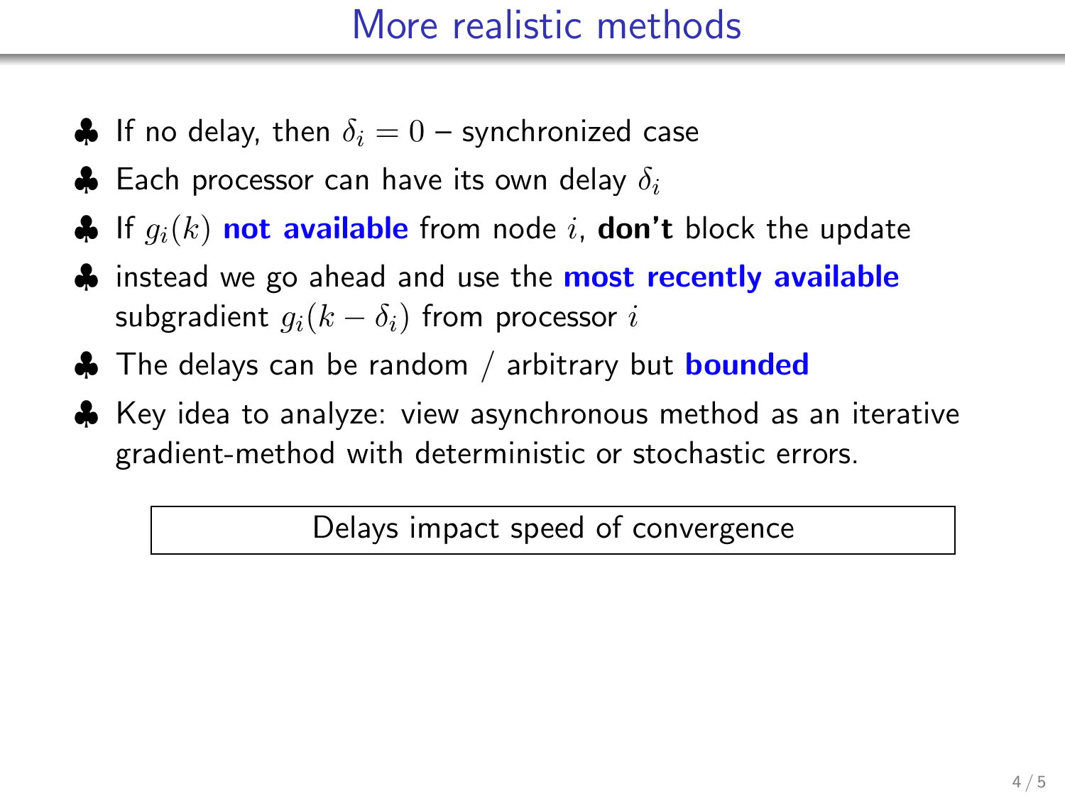# More realistic methods

- If no delay, then $\delta_i = 0$ – synchronized case
- Each processor can have its own delay $\delta_i$
- If $g_i(k)$ **not available** from node $i$, **don't** block the update
- instead we go ahead and use the **most recently available** subgradient $g_i(k - \delta_i)$ from processor $i$
- The delays can be random / arbitrary but **bounded**
- Key idea to analyze: view asynchronous method as an iterative gradient-method with deterministic or stochastic errors.

> Delays impact speed of convergence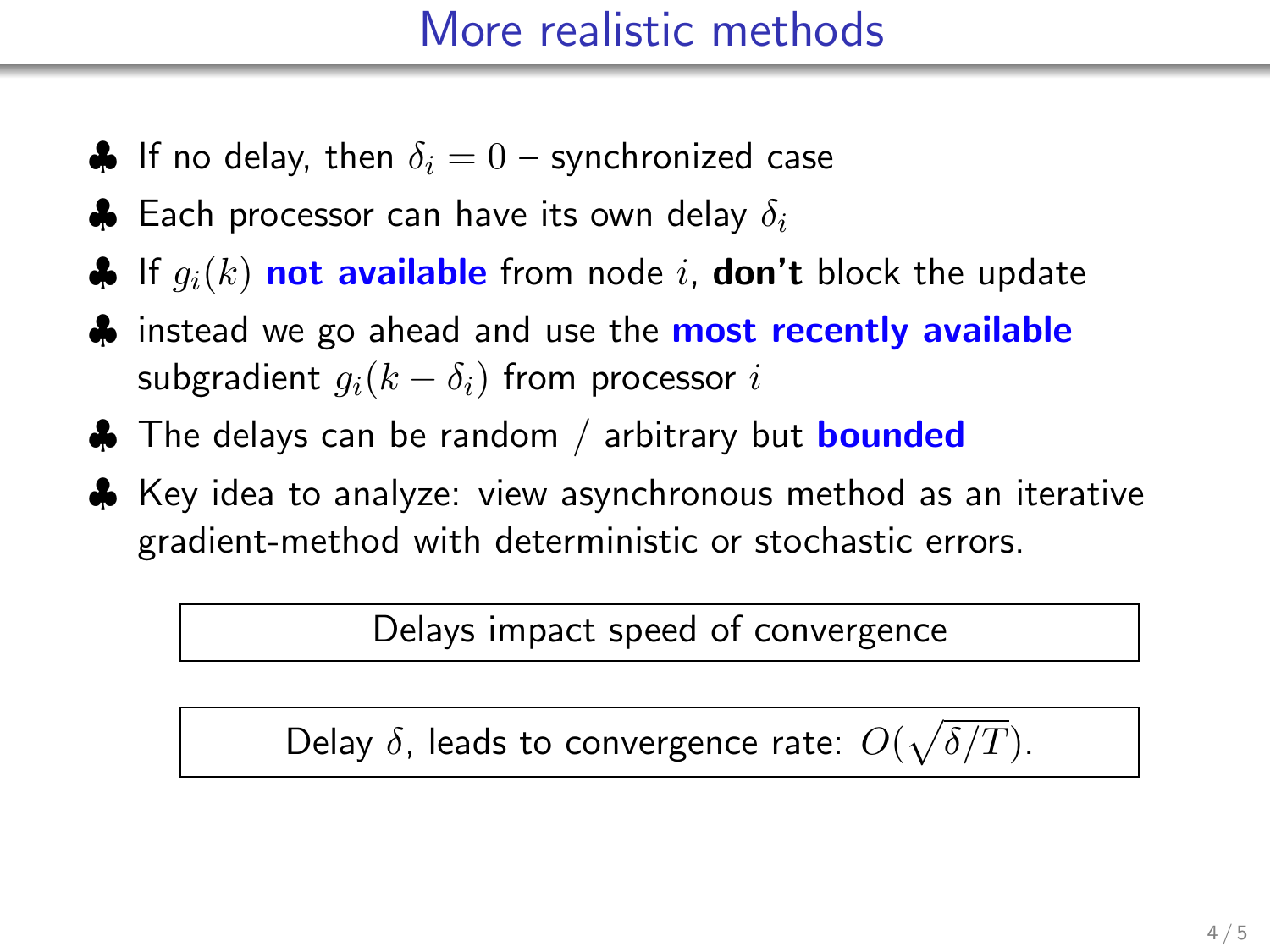# More realistic methods

- If no delay, then $\delta_i = 0$ – synchronized case
- Each processor can have its own delay $\delta_i$
- If $g_i(k)$ **not available** from node $i$, **don't** block the update
- instead we go ahead and use the **most recently available** subgradient $g_i(k - \delta_i)$ from processor $i$
- The delays can be random / arbitrary but **bounded**
- Key idea to analyze: view asynchronous method as an iterative gradient-method with deterministic or stochastic errors.

Delays impact speed of convergence

Delay $\delta$, leads to convergence rate: $O(\sqrt{\delta/T})$.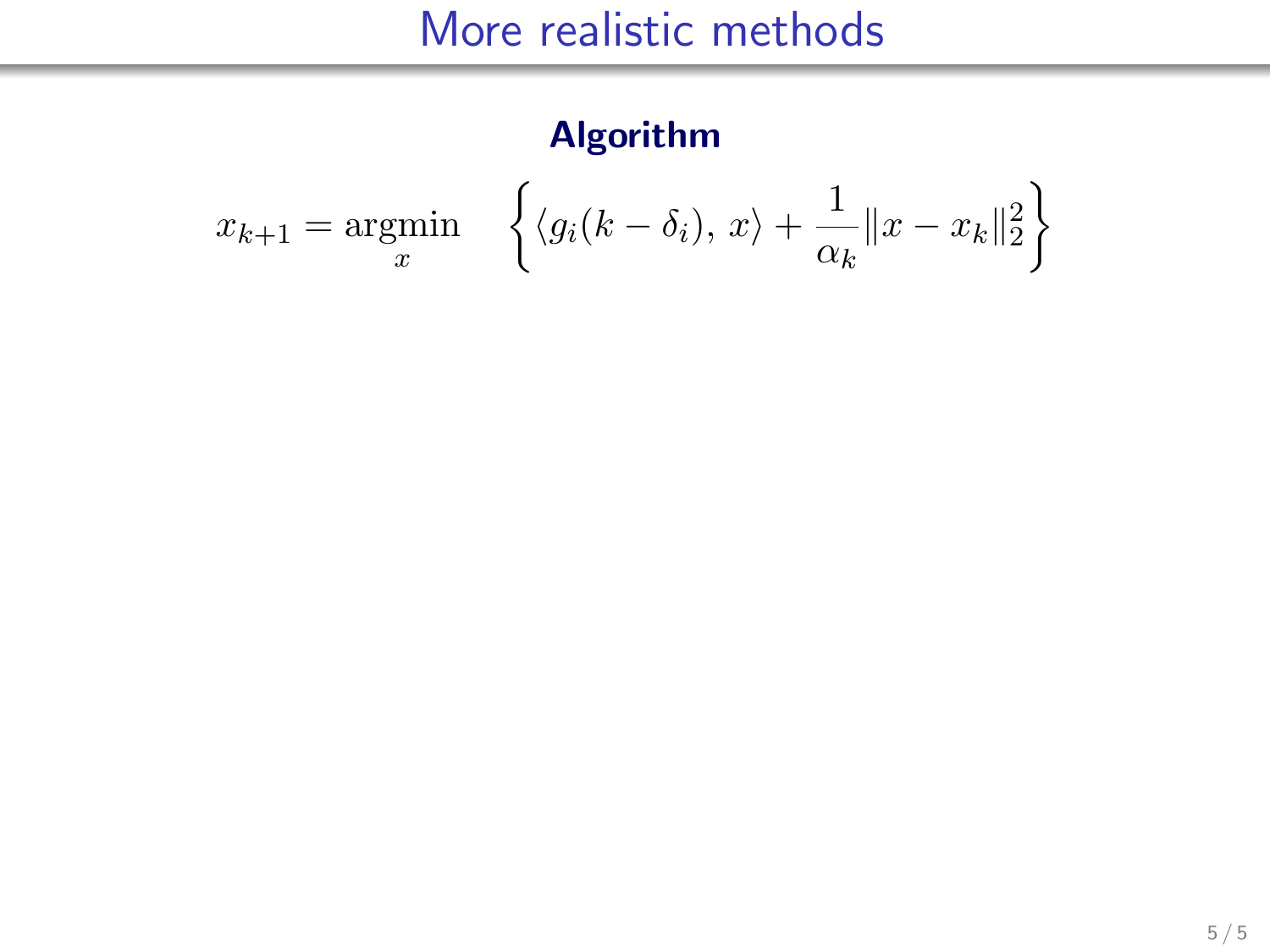# More realistic methods

**Algorithm**

$$x_{k+1} = \underset{x}{\operatorname{argmin}} \quad \left\{ \langle g_i(k - \delta_i),\, x \rangle + \frac{1}{\alpha_k} \|x - x_k\|_2^2 \right\}$$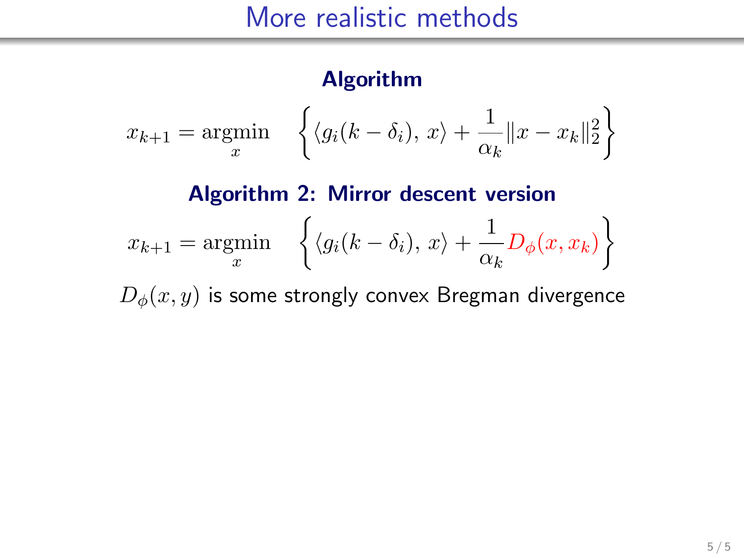# More realistic methods

**Algorithm**

$$x_{k+1} = \underset{x}{\operatorname{argmin}} \quad \left\{ \langle g_i(k-\delta_i),\, x \rangle + \frac{1}{\alpha_k} \|x - x_k\|_2^2 \right\}$$

**Algorithm 2: Mirror descent version**

$$x_{k+1} = \underset{x}{\operatorname{argmin}} \quad \left\{ \langle g_i(k-\delta_i),\, x \rangle + \frac{1}{\alpha_k} D_\phi(x, x_k) \right\}$$

$D_\phi(x, y)$ is some strongly convex Bregman divergence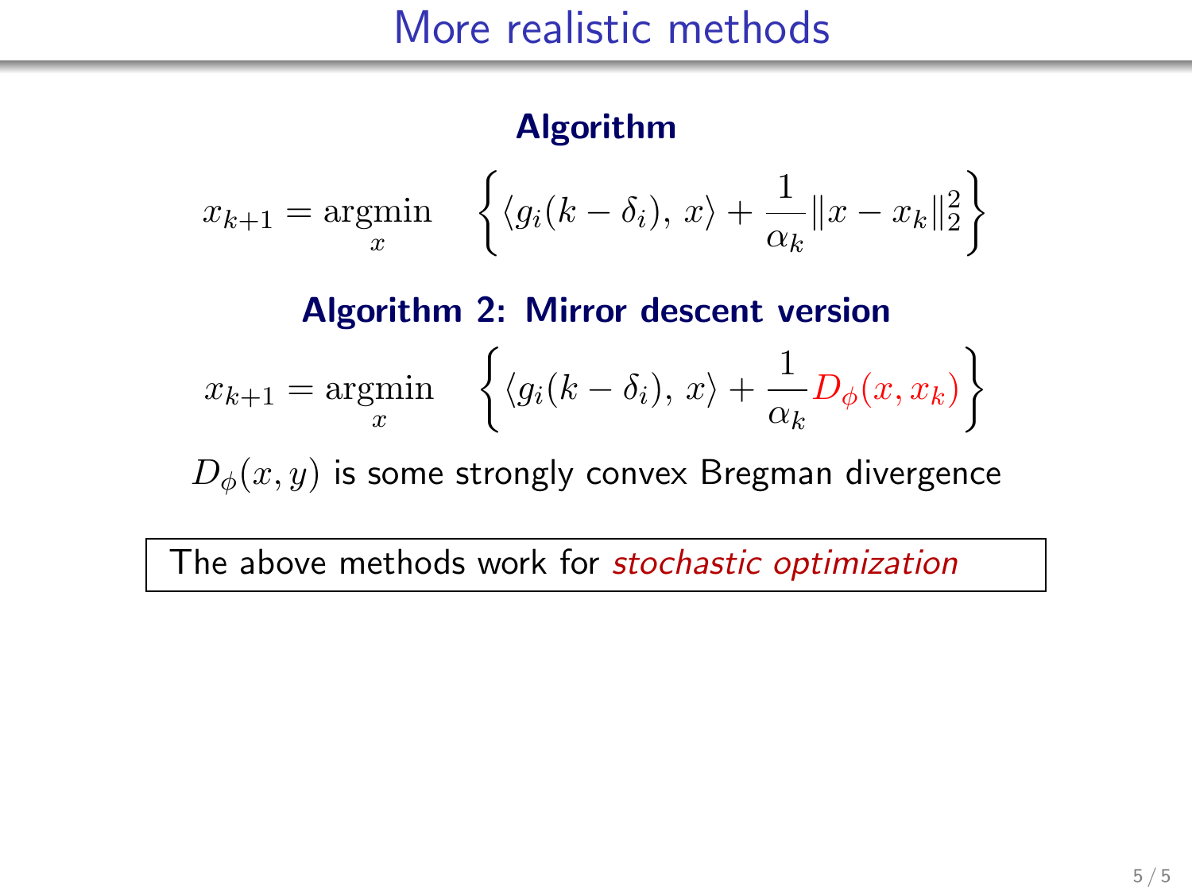# More realistic methods

**Algorithm**

$$x_{k+1} = \underset{x}{\operatorname{argmin}} \quad \left\{ \langle g_i(k-\delta_i),\, x \rangle + \frac{1}{\alpha_k} \|x - x_k\|_2^2 \right\}$$

**Algorithm 2: Mirror descent version**

$$x_{k+1} = \underset{x}{\operatorname{argmin}} \quad \left\{ \langle g_i(k-\delta_i),\, x \rangle + \frac{1}{\alpha_k} D_\phi(x, x_k) \right\}$$

$D_\phi(x, y)$ is some strongly convex Bregman divergence

The above methods work for *stochastic optimization*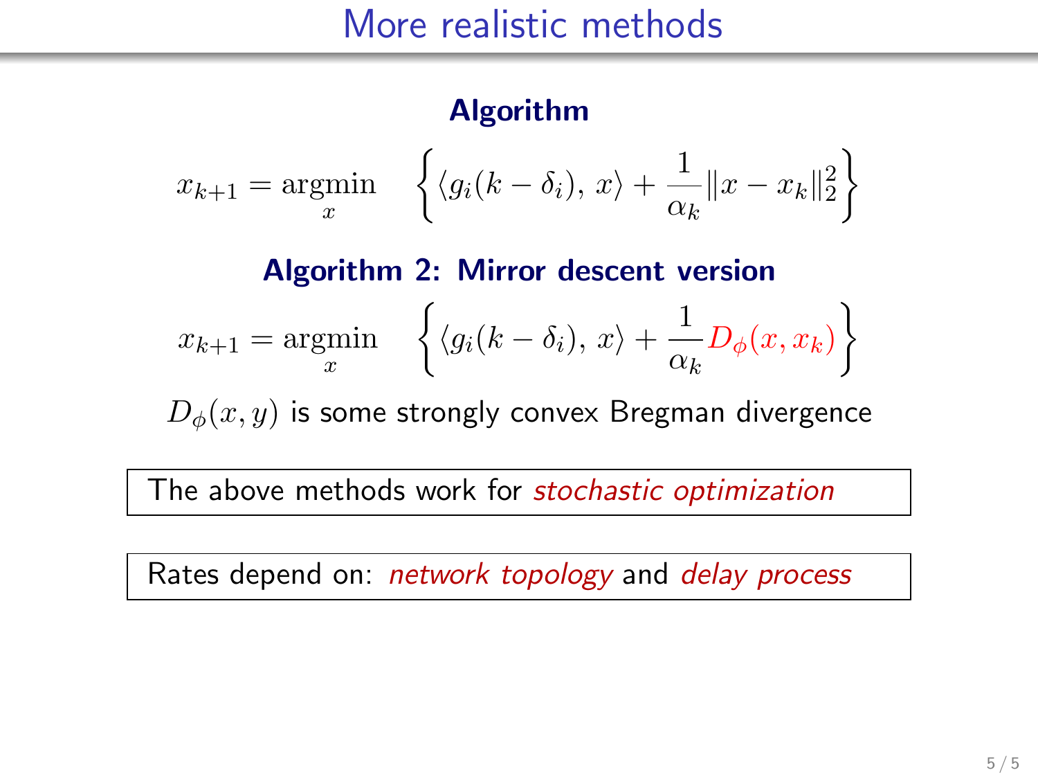# More realistic methods

**Algorithm**

$$x_{k+1} = \operatorname*{argmin}_{x} \quad \left\{ \langle g_i(k - \delta_i),\, x \rangle + \frac{1}{\alpha_k} \|x - x_k\|_2^2 \right\}$$

**Algorithm 2: Mirror descent version**

$$x_{k+1} = \operatorname*{argmin}_{x} \quad \left\{ \langle g_i(k - \delta_i),\, x \rangle + \frac{1}{\alpha_k} D_\phi(x, x_k) \right\}$$

$D_\phi(x, y)$ is some strongly convex Bregman divergence

The above methods work for *stochastic optimization*

Rates depend on: *network topology* and *delay process*